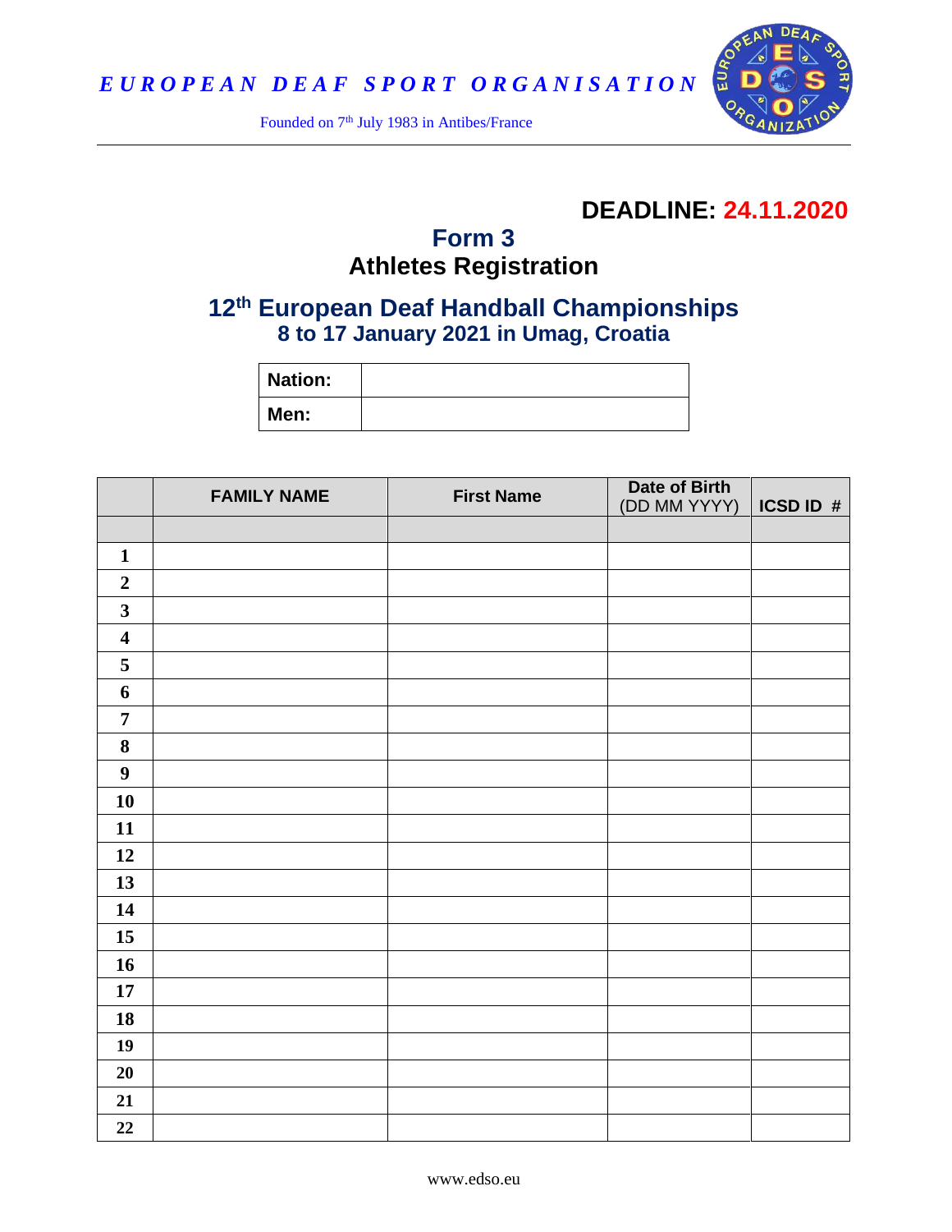*EUROPEAN DEAF SPORT ORGANISATION*

Founded on 7th July 1983 in Antibes/France

**DEADLINE: 24.11.2020**

## Form 3
## Athletes Registration

## 12th European Deaf Handball Championships
### 8 to 17 January 2021 in Umag, Croatia

| **Nation:** | |
|---|---|
| **Men:** | |

| | FAMILY NAME | First Name | Date of Birth (DD MM YYYY) | ICSD ID # |
|---|---|---|---|---|
| | | | | |
| **1** | | | | |
| **2** | | | | |
| **3** | | | | |
| **4** | | | | |
| **5** | | | | |
| **6** | | | | |
| **7** | | | | |
| **8** | | | | |
| **9** | | | | |
| **10** | | | | |
| **11** | | | | |
| **12** | | | | |
| **13** | | | | |
| **14** | | | | |
| **15** | | | | |
| **16** | | | | |
| **17** | | | | |
| **18** | | | | |
| **19** | | | | |
| **20** | | | | |
| **21** | | | | |
| **22** | | | | |

www.edso.eu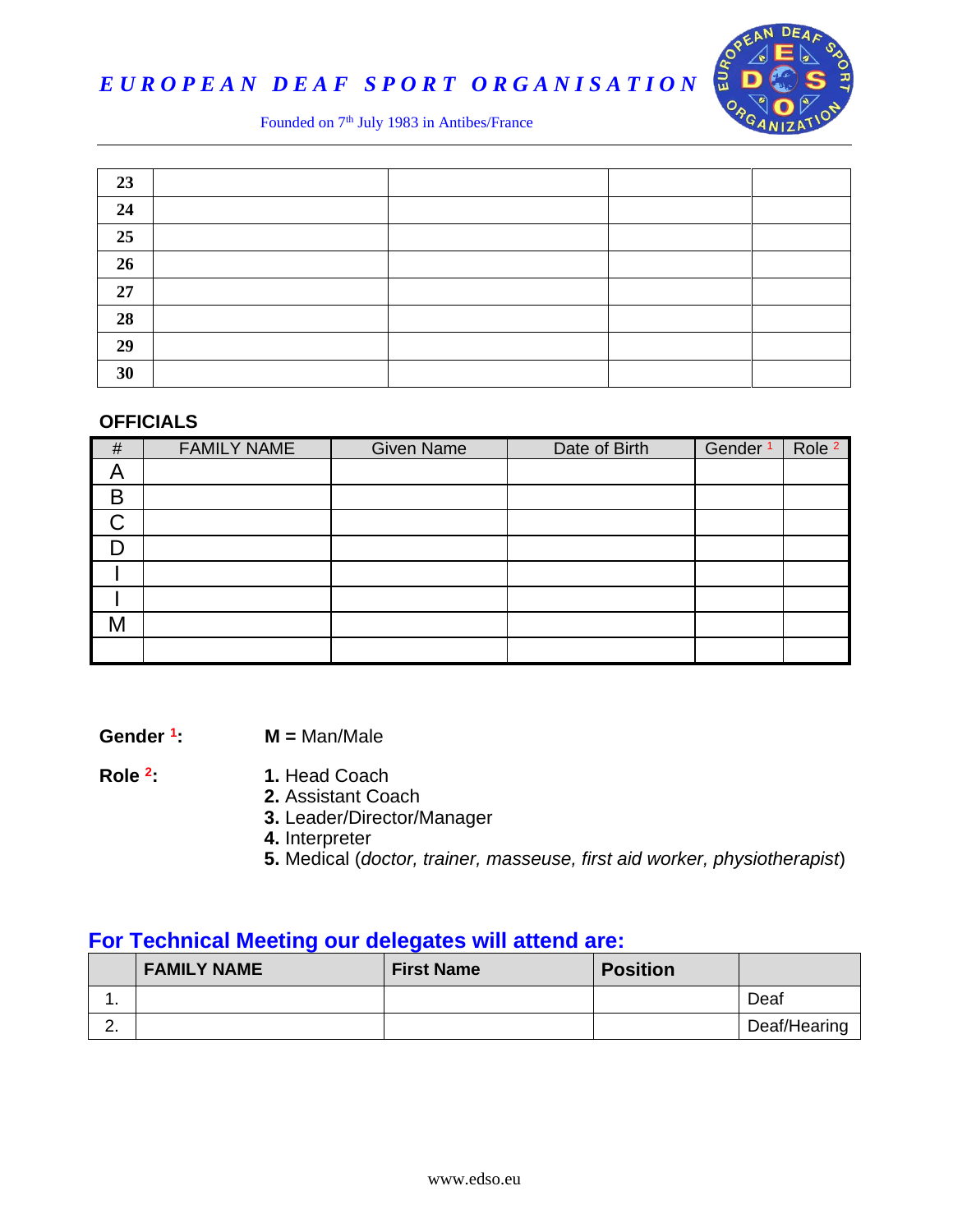| 23 | | | | |
|---|---|---|---|---|
| 24 | | | | |
| 25 | | | | |
| 26 | | | | |
| 27 | | | | |
| 28 | | | | |
| 29 | | | | |
| 30 | | | | |

**OFFICIALS**

| # | FAMILY NAME | Given Name | Date of Birth | Gender [1] | Role [2] |
|---|---|---|---|---|---|
| A | | | | | |
| B | | | | | |
| C | | | | | |
| D | | | | | |
| I | | | | | |
| I | | | | | |
| M | | | | | |
| | | | | | |

**Gender [1]:** **M =** Man/Male

**Role [2]:**

**1.** Head Coach
**2.** Assistant Coach
**3.** Leader/Director/Manager
**4.** Interpreter
**5.** Medical (*doctor, trainer, masseuse, first aid worker, physiotherapist*)

## For Technical Meeting our delegates will attend are:

| | FAMILY NAME | First Name | Position | |
|---|---|---|---|---|
| 1. | | | | Deaf |
| 2. | | | | Deaf/Hearing |

www.edso.eu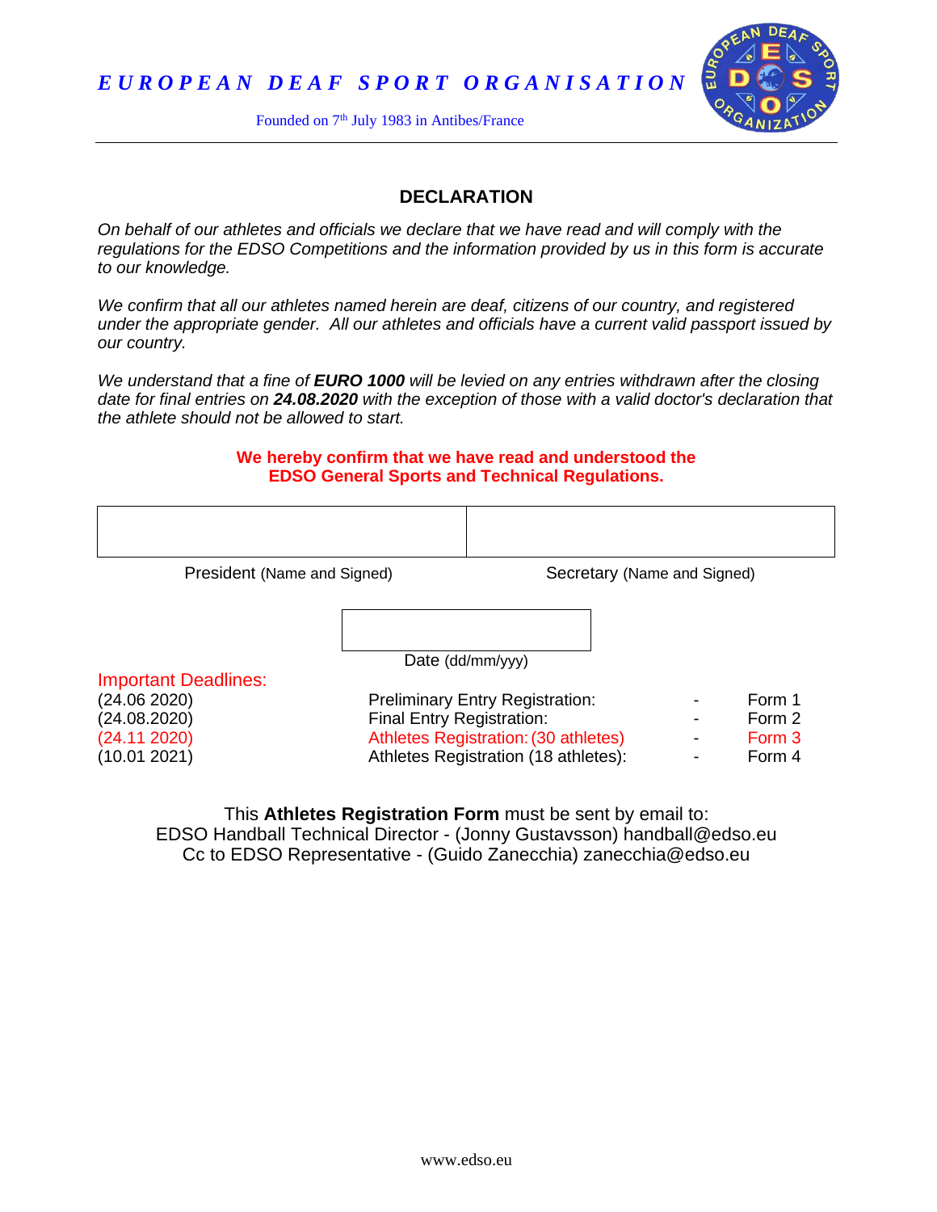*EUROPEAN DEAF SPORT ORGANISATION*

Founded on 7th July 1983 in Antibes/France

## DECLARATION

*On behalf of our athletes and officials we declare that we have read and will comply with the regulations for the EDSO Competitions and the information provided by us in this form is accurate to our knowledge.*

*We confirm that all our athletes named herein are deaf, citizens of our country, and registered under the appropriate gender. All our athletes and officials have a current valid passport issued by our country.*

*We understand that a fine of **EURO 1000** will be levied on any entries withdrawn after the closing date for final entries on **24.08.2020** with the exception of those with a valid doctor's declaration that the athlete should not be allowed to start.*

**We hereby confirm that we have read and understood the EDSO General Sports and Technical Regulations.**

| | |
|---|---|
| | |
| President (Name and Signed) | Secretary (Name and Signed) |

Date (dd/mm/yyy)

Important Deadlines:

| | | | |
|---|---|---|---|
| (24.06 2020) | Preliminary Entry Registration: | - | Form 1 |
| (24.08.2020) | Final Entry Registration: | - | Form 2 |
| (24.11 2020) | Athletes Registration: (30 athletes) | - | Form 3 |
| (10.01 2021) | Athletes Registration (18 athletes): | - | Form 4 |

This **Athletes Registration Form** must be sent by email to:
EDSO Handball Technical Director - (Jonny Gustavsson) handball@edso.eu
Cc to EDSO Representative - (Guido Zanecchia) zanecchia@edso.eu

www.edso.eu